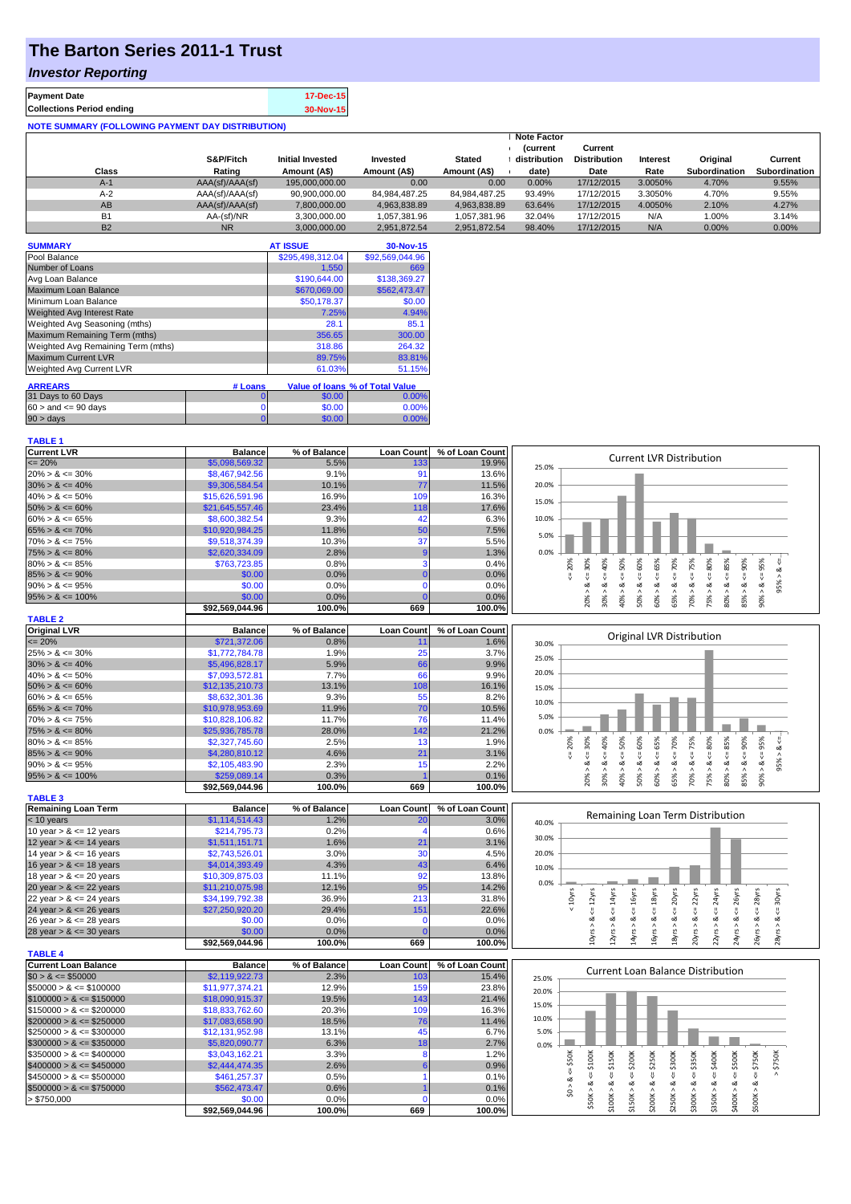# The Barton Series 2011-1 Trust

## *Investor Reporting*

| | |
|---|---|
| **Payment Date** | 17-Dec-15 |
| **Collections Period ending** | 30-Nov-15 |

**NOTE SUMMARY (FOLLOWING PAYMENT DAY DISTRIBUTION)**

| Class | S&P/Fitch Rating | Initial Invested Amount (A$) | Invested Amount (A$) | Stated Amount (A$) | Note Factor (current distribution date) | Current Distribution Date | Interest Rate | Original Subordination | Current Subordination |
|---|---|---|---|---|---|---|---|---|---|
| A-1 | AAA(sf)/AAA(sf) | 195,000,000.00 | 0.00 | 0.00 | 0.00% | 17/12/2015 | 3.0050% | 4.70% | 9.55% |
| A-2 | AAA(sf)/AAA(sf) | 90,900,000.00 | 84,984,487.25 | 84,984,487.25 | 93.49% | 17/12/2015 | 3.3050% | 4.70% | 9.55% |
| AB | AAA(sf)/AAA(sf) | 7,800,000.00 | 4,963,838.89 | 4,963,838.89 | 63.64% | 17/12/2015 | 4.0050% | 2.10% | 4.27% |
| B1 | AA-(sf)/NR | 3,300,000.00 | 1,057,381.96 | 1,057,381.96 | 32.04% | 17/12/2015 | N/A | 1.00% | 3.14% |
| B2 | NR | 3,000,000.00 | 2,951,872.54 | 2,951,872.54 | 98.40% | 17/12/2015 | N/A | 0.00% | 0.00% |

| SUMMARY | AT ISSUE | 30-Nov-15 |
|---|---|---|
| Pool Balance | $295,498,312.04 | $92,569,044.96 |
| Number of Loans | 1,550 | 669 |
| Avg Loan Balance | $190,644.00 | $138,369.27 |
| Maximum Loan Balance | $670,069.00 | $562,473.47 |
| Minimum Loan Balance | $50,178.37 | $0.00 |
| Weighted Avg Interest Rate | 7.25% | 4.94% |
| Weighted Avg Seasoning (mths) | 28.1 | 85.1 |
| Maximum Remaining Term (mths) | 356.65 | 300.00 |
| Weighted Avg Remaining Term (mths) | 318.86 | 264.32 |
| Maximum Current LVR | 89.75% | 83.81% |
| Weighted Avg Current LVR | 61.03% | 51.15% |

| ARREARS | # Loans | Value of loans | % of Total Value |
|---|---|---|---|
| 31 Days to 60 Days | 0 | $0.00 | 0.00% |
| $60 >$ and $<= 90$ days | 0 | $0.00 | 0.00% |
| $90 >$ days | 0 | $0.00 | 0.00% |

**TABLE 1**

| Current LVR | Balance | % of Balance | Loan Count | % of Loan Count |
|---|---|---|---|---|
| <= 20% | $5,098,569.32 | 5.5% | 133 | 19.9% |
| 20% > & <= 30% | $8,467,942.56 | 9.1% | 91 | 13.6% |
| 30% > & <= 40% | $9,306,584.54 | 10.1% | 77 | 11.5% |
| 40% > & <= 50% | $15,626,591.96 | 16.9% | 109 | 16.3% |
| 50% > & <= 60% | $21,645,557.46 | 23.4% | 118 | 17.6% |
| 60% > & <= 65% | $8,600,382.54 | 9.3% | 42 | 6.3% |
| 65% > & <= 70% | $10,920,984.25 | 11.8% | 50 | 7.5% |
| 70% > & <= 75% | $9,518,374.39 | 10.3% | 37 | 5.5% |
| 75% > & <= 80% | $2,620,334.09 | 2.8% | 9 | 1.3% |
| 80% > & <= 85% | $763,723.85 | 0.8% | 3 | 0.4% |
| 85% > & <= 90% | $0.00 | 0.0% | 0 | 0.0% |
| 90% > & <= 95% | $0.00 | 0.0% | 0 | 0.0% |
| 95% > & <= 100% | $0.00 | 0.0% | 0 | 0.0% |
| | $92,569,044.96 | 100.0% | 669 | 100.0% |

**TABLE 2**

| Original LVR | Balance | % of Balance | Loan Count | % of Loan Count |
|---|---|---|---|---|
| <= 20% | $721,372.06 | 0.8% | 11 | 1.6% |
| 25% > & <= 30% | $1,772,784.78 | 1.9% | 25 | 3.7% |
| 30% > & <= 40% | $5,496,828.17 | 5.9% | 66 | 9.9% |
| 40% > & <= 50% | $7,093,572.81 | 7.7% | 66 | 9.9% |
| 50% > & <= 60% | $12,135,210.73 | 13.1% | 108 | 16.1% |
| 60% > & <= 65% | $8,632,301.36 | 9.3% | 55 | 8.2% |
| 65% > & <= 70% | $10,978,953.69 | 11.9% | 70 | 10.5% |
| 70% > & <= 75% | $10,828,106.82 | 11.7% | 76 | 11.4% |
| 75% > & <= 80% | $25,936,785.78 | 28.0% | 142 | 21.2% |
| 80% > & <= 85% | $2,327,745.60 | 2.5% | 13 | 1.9% |
| 85% > & <= 90% | $4,280,810.12 | 4.6% | 21 | 3.1% |
| 90% > & <= 95% | $2,105,483.90 | 2.3% | 15 | 2.2% |
| 95% > & <= 100% | $259,089.14 | 0.3% | 1 | 0.1% |
| | $92,569,044.96 | 100.0% | 669 | 100.0% |

**TABLE 3**

| Remaining Loan Term | Balance | % of Balance | Loan Count | % of Loan Count |
|---|---|---|---|---|
| < 10 years | $1,114,514.43 | 1.2% | 20 | 3.0% |
| 10 year > & <= 12 years | $214,795.73 | 0.2% | 4 | 0.6% |
| 12 year > & <= 14 years | $1,511,151.71 | 1.6% | 21 | 3.1% |
| 14 year > & <= 16 years | $2,743,526.01 | 3.0% | 30 | 4.5% |
| 16 year > & <= 18 years | $4,014,393.49 | 4.3% | 43 | 6.4% |
| 18 year > & <= 20 years | $10,309,875.03 | 11.1% | 92 | 13.8% |
| 20 year > & <= 22 years | $11,210,075.98 | 12.1% | 95 | 14.2% |
| 22 year > & <= 24 years | $34,199,792.38 | 36.9% | 213 | 31.8% |
| 24 year > & <= 26 years | $27,250,920.20 | 29.4% | 151 | 22.6% |
| 26 year > & <= 28 years | $0.00 | 0.0% | 0 | 0.0% |
| 28 year > & <= 30 years | $0.00 | 0.0% | 0 | 0.0% |
| | $92,569,044.96 | 100.0% | 669 | 100.0% |

**TABLE 4**

| Current Loan Balance | Balance | % of Balance | Loan Count | % of Loan Count |
|---|---|---|---|---|
| $0 > & <= $50000 | $2,119,922.73 | 2.3% | 103 | 15.4% |
| $50000 > & <= $100000 | $11,977,374.21 | 12.9% | 159 | 23.8% |
| $100000 > & <= $150000 | $18,090,915.37 | 19.5% | 143 | 21.4% |
| $150000 > & <= $200000 | $18,833,762.60 | 20.3% | 109 | 16.3% |
| $200000 > & <= $250000 | $17,083,658.90 | 18.5% | 76 | 11.4% |
| $250000 > & <= $300000 | $12,131,952.98 | 13.1% | 45 | 6.7% |
| $300000 > & <= $350000 | $5,820,090.77 | 6.3% | 18 | 2.7% |
| $350000 > & <= $400000 | $3,043,162.21 | 3.3% | 8 | 1.2% |
| $400000 > & <= $450000 | $2,444,474.35 | 2.6% | 6 | 0.9% |
| $450000 > & <= $500000 | $461,257.37 | 0.5% | 1 | 0.1% |
| $500000 > & <= $750000 | $562,473.47 | 0.6% | 1 | 0.1% |
| > $750,000 | $0.00 | 0.0% | 0 | 0.0% |
| | $92,569,044.96 | 100.0% | 669 | 100.0% |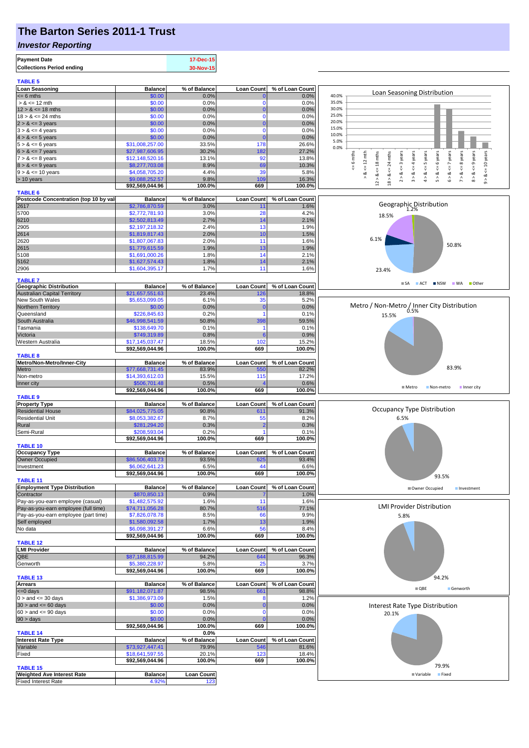# The Barton Series 2011-1 Trust

## *Investor Reporting*

| | |
|---|---|
| **Payment Date** | 17-Dec-15 |
| **Collections Period ending** | 30-Nov-15 |

**TABLE 5**

| Loan Seasoning | Balance | % of Balance | Loan Count | % of Loan Count |
|---|---|---|---|---|
| <= 6 mths | $0.00 | 0.0% | 0 | 0.0% |
| > & <= 12 mth | $0.00 | 0.0% | 0 | 0.0% |
| 12 > & <= 18 mths | $0.00 | 0.0% | 0 | 0.0% |
| 18 > & <= 24 mths | $0.00 | 0.0% | 0 | 0.0% |
| 2 > & <= 3 years | $0.00 | 0.0% | 0 | 0.0% |
| 3 > & <= 4 years | $0.00 | 0.0% | 0 | 0.0% |
| 4 > & <= 5 years | $0.00 | 0.0% | 0 | 0.0% |
| 5 > & <= 6 years | $31,008,257.00 | 33.5% | 178 | 26.6% |
| 6 > & <= 7 years | $27,987,606.95 | 30.2% | 182 | 27.2% |
| 7 > & <= 8 years | $12,148,520.16 | 13.1% | 92 | 13.8% |
| 8 > & <= 9 years | $8,277,703.08 | 8.9% | 69 | 10.3% |
| 9 > & <= 10 years | $4,058,705.20 | 4.4% | 39 | 5.8% |
| > 10 years | $9,088,252.57 | 9.8% | 109 | 16.3% |
| | $92,569,044.96 | 100.0% | 669 | 100.0% |

Loan Seasoning Distribution

40.0%
35.0%
30.0%
25.0%
20.0%
15.0%
10.0%
5.0%
0.0%

<= 6 mths
> & <= 12 mth
12 > & <= 18 mths
18 > & <= 24 mths
2 > & <= 3 years
3 > & <= 4 years
4 > & <= 5 years
5 > & <= 6 years
6 > & <= 7 years
7 > & <= 8 years
8 > & <= 9 years
9 > & <= 10 years

**TABLE 6**

| Postcode Concentration (top 10 by value) | Balance | % of Balance | Loan Count | % of Loan Count |
|---|---|---|---|---|
| 2617 | $2,786,870.59 | 3.0% | 11 | 1.6% |
| 5700 | $2,772,781.93 | 3.0% | 28 | 4.2% |
| 6210 | $2,502,813.49 | 2.7% | 14 | 2.1% |
| 2905 | $2,197,218.32 | 2.4% | 13 | 1.9% |
| 2614 | $1,819,817.43 | 2.0% | 10 | 1.5% |
| 2620 | $1,807,067.83 | 2.0% | 11 | 1.6% |
| 2615 | $1,779,615.59 | 1.9% | 13 | 1.9% |
| 5108 | $1,691,000.26 | 1.8% | 14 | 2.1% |
| 5162 | $1,627,574.43 | 1.8% | 14 | 2.1% |
| 2906 | $1,604,395.17 | 1.7% | 11 | 1.6% |

Geographic Distribution

1.2%
18.5%
6.1%
50.8%
23.4%

SA ACT NSW WA Other

**TABLE 7**

| Geographic Distribution | Balance | % of Balance | Loan Count | % of Loan Count |
|---|---|---|---|---|
| Australian Capital Territory | $21,657,551.63 | 23.4% | 126 | 18.8% |
| New South Wales | $5,653,099.05 | 6.1% | 35 | 5.2% |
| Northern Territory | $0.00 | 0.0% | 0 | 0.0% |
| Queensland | $226,845.63 | 0.2% | 1 | 0.1% |
| South Australia | $46,998,541.59 | 50.8% | 398 | 59.5% |
| Tasmania | $138,649.70 | 0.1% | 1 | 0.1% |
| Victoria | $749,319.89 | 0.8% | 6 | 0.9% |
| Western Australia | $17,145,037.47 | 18.5% | 102 | 15.2% |
| | $92,569,044.96 | 100.0% | 669 | 100.0% |

Metro / Non-Metro / Inner City Distribution

0.5%
15.5%
83.9%

Metro Non-metro Inner city

**TABLE 8**

| Metro/Non-Metro/Inner-City | Balance | % of Balance | Loan Count | % of Loan Count |
|---|---|---|---|---|
| Metro | $77,668,731.45 | 83.9% | 550 | 82.2% |
| Non-metro | $14,393,612.03 | 15.5% | 115 | 17.2% |
| Inner city | $506,701.48 | 0.5% | 4 | 0.6% |
| | $92,569,044.96 | 100.0% | 669 | 100.0% |

**TABLE 9**

| Property Type | Balance | % of Balance | Loan Count | % of Loan Count |
|---|---|---|---|---|
| Residential House | $84,025,775.05 | 90.8% | 611 | 91.3% |
| Residential Unit | $8,053,382.67 | 8.7% | 55 | 8.2% |
| Rural | $281,294.20 | 0.3% | 2 | 0.3% |
| Semi-Rural | $208,593.04 | 0.2% | 1 | 0.1% |
| | $92,569,044.96 | 100.0% | 669 | 100.0% |

Occupancy Type Distribution

6.5%
93.5%

Owner Occupied Investment

**TABLE 10**

| Occupancy Type | Balance | % of Balance | Loan Count | % of Loan Count |
|---|---|---|---|---|
| Owner Occupied | $86,506,403.73 | 93.5% | 625 | 93.4% |
| Investment | $6,062,641.23 | 6.5% | 44 | 6.6% |
| | $92,569,044.96 | 100.0% | 669 | 100.0% |

**TABLE 11**

| Employment Type Distribution | Balance | % of Balance | Loan Count | % of Loan Count |
|---|---|---|---|---|
| Contractor | $870,850.13 | 0.9% | 7 | 1.0% |
| Pay-as-you-earn employee (casual) | $1,482,575.92 | 1.6% | 11 | 1.6% |
| Pay-as-you-earn employee (full time) | $74,711,056.28 | 80.7% | 516 | 77.1% |
| Pay-as-you-earn employee (part time) | $7,826,078.78 | 8.5% | 66 | 9.9% |
| Self employed | $1,580,092.58 | 1.7% | 13 | 1.9% |
| No data | $6,098,391.27 | 6.6% | 56 | 8.4% |
| | $92,569,044.96 | 100.0% | 669 | 100.0% |

LMI Provider Distribution

5.8%
94.2%

QBE Genworth

**TABLE 12**

| LMI Provider | Balance | % of Balance | Loan Count | % of Loan Count |
|---|---|---|---|---|
| QBE | $87,188,815.99 | 94.2% | 644 | 96.3% |
| Genworth | $5,380,228.97 | 5.8% | 25 | 3.7% |
| | $92,569,044.96 | 100.0% | 669 | 100.0% |

**TABLE 13**

| Arrears | Balance | % of Balance | Loan Count | % of Loan Count |
|---|---|---|---|---|
| <=0 days | $91,182,071.87 | 98.5% | 661 | 98.8% |
| 0 > and <= 30 days | $1,386,973.09 | 1.5% | 8 | 1.2% |
| 30 > and <= 60 days | $0.00 | 0.0% | 0 | 0.0% |
| 60 > and <= 90 days | $0.00 | 0.0% | 0 | 0.0% |
| 90 > days | $0.00 | 0.0% | 0 | 0.0% |
| | $92,569,044.96 | 100.0% | 669 | 100.0% |

Interest Rate Type Distribution

20.1%
79.9%

Variable Fixed

**TABLE 14**

| Interest Rate Type | Balance | % of Balance | Loan Count | % of Loan Count |
|---|---|---|---|---|
| | | 0.0% | | |
| Variable | $73,927,447.41 | 79.9% | 546 | 81.6% |
| Fixed | $18,641,597.55 | 20.1% | 123 | 18.4% |
| | $92,569,044.96 | 100.0% | 669 | 100.0% |

**TABLE 15**

| Weighted Ave Interest Rate | Balance | Loan Count |
|---|---|---|
| Fixed Interest Rate | 4.92% | 123 |